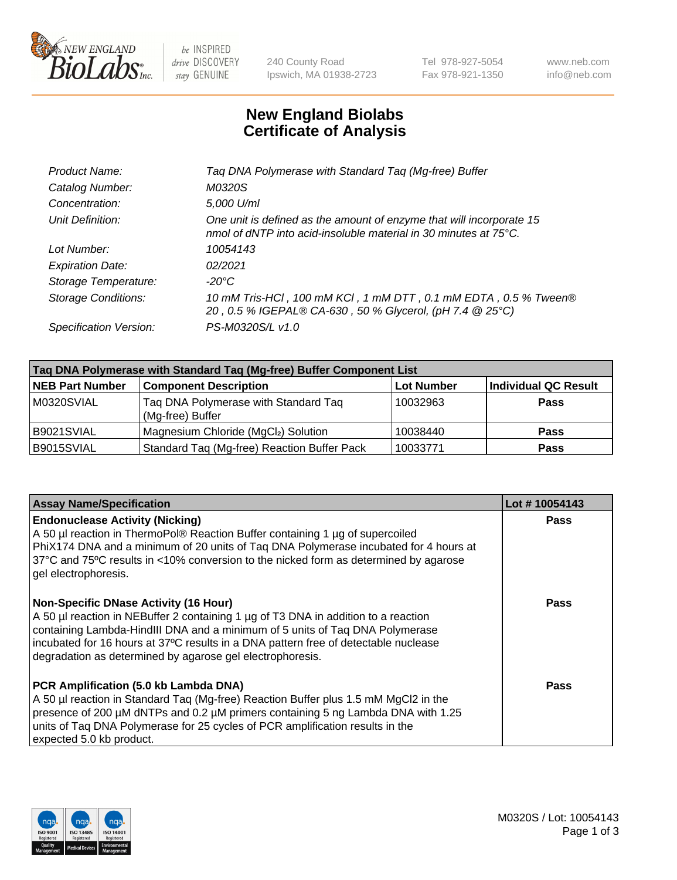# New England Biolabs Certificate of Analysis

| | |
|---|---|
| *Product Name:* | *Taq DNA Polymerase with Standard Taq (Mg-free) Buffer* |
| *Catalog Number:* | *M0320S* |
| *Concentration:* | *5,000 U/ml* |
| *Unit Definition:* | *One unit is defined as the amount of enzyme that will incorporate 15 nmol of dNTP into acid-insoluble material in 30 minutes at 75°C.* |
| *Lot Number:* | *10054143* |
| *Expiration Date:* | *02/2021* |
| *Storage Temperature:* | *-20°C* |
| *Storage Conditions:* | *10 mM Tris-HCl , 100 mM KCl , 1 mM DTT , 0.1 mM EDTA , 0.5 % Tween® 20 , 0.5 % IGEPAL® CA-630 , 50 % Glycerol, (pH 7.4 @ 25°C)* |
| *Specification Version:* | *PS-M0320S/L v1.0* |

| Taq DNA Polymerase with Standard Taq (Mg-free) Buffer Component List | | | |
|---|---|---|---|
| **NEB Part Number** | **Component Description** | **Lot Number** | **Individual QC Result** |
| M0320SVIAL | Taq DNA Polymerase with Standard Taq (Mg-free) Buffer | 10032963 | **Pass** |
| B9021SVIAL | Magnesium Chloride ($MgCl_2$) Solution | 10038440 | **Pass** |
| B9015SVIAL | Standard Taq (Mg-free) Reaction Buffer Pack | 10033771 | **Pass** |

| Assay Name/Specification | Lot # 10054143 |
|---|---|
| **Endonuclease Activity (Nicking)** A 50 µl reaction in ThermoPol® Reaction Buffer containing 1 µg of supercoiled PhiX174 DNA and a minimum of 20 units of Taq DNA Polymerase incubated for 4 hours at 37°C and 75ºC results in <10% conversion to the nicked form as determined by agarose gel electrophoresis. | **Pass** |
| **Non-Specific DNase Activity (16 Hour)** A 50 µl reaction in NEBuffer 2 containing 1 µg of T3 DNA in addition to a reaction containing Lambda-HindIII DNA and a minimum of 5 units of Taq DNA Polymerase incubated for 16 hours at 37ºC results in a DNA pattern free of detectable nuclease degradation as determined by agarose gel electrophoresis. | **Pass** |
| **PCR Amplification (5.0 kb Lambda DNA)** A 50 µl reaction in Standard Taq (Mg-free) Reaction Buffer plus 1.5 mM MgCl2 in the presence of 200 µM dNTPs and 0.2 µM primers containing 5 ng Lambda DNA with 1.25 units of Taq DNA Polymerase for 25 cycles of PCR amplification results in the expected 5.0 kb product. | **Pass** |

M0320S / Lot: 10054143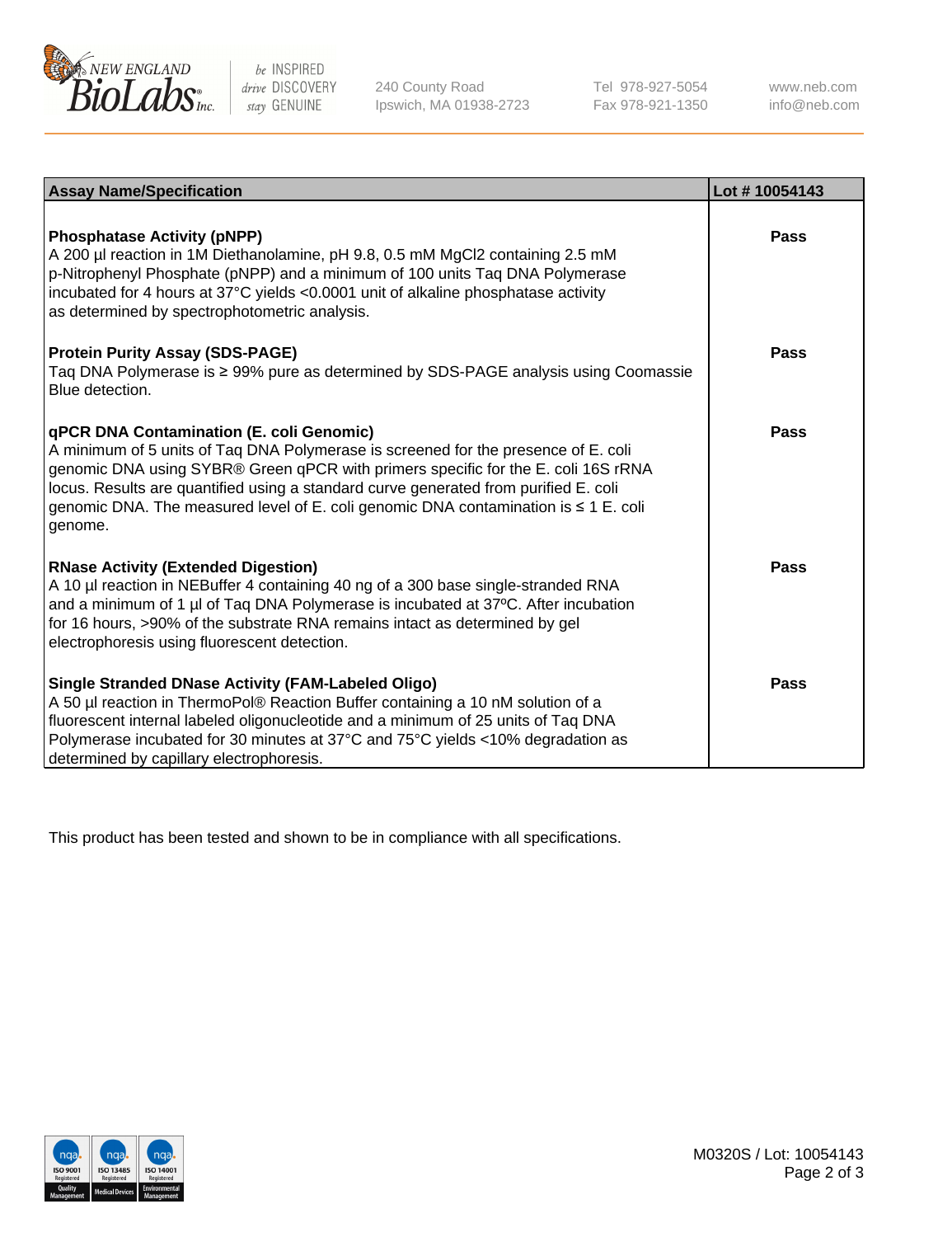| Assay Name/Specification | Lot # 10054143 |
|---|---|
| **Phosphatase Activity (pNPP)**<br>A 200 µl reaction in 1M Diethanolamine, pH 9.8, 0.5 mM $MgCl_2$ containing 2.5 mM p-Nitrophenyl Phosphate (pNPP) and a minimum of 100 units Taq DNA Polymerase incubated for 4 hours at 37°C yields <0.0001 unit of alkaline phosphatase activity as determined by spectrophotometric analysis. | **Pass** |
| **Protein Purity Assay (SDS-PAGE)**<br>Taq DNA Polymerase is ≥ 99% pure as determined by SDS-PAGE analysis using Coomassie Blue detection. | **Pass** |
| **qPCR DNA Contamination (E. coli Genomic)**<br>A minimum of 5 units of Taq DNA Polymerase is screened for the presence of E. coli genomic DNA using SYBR® Green qPCR with primers specific for the E. coli 16S rRNA locus. Results are quantified using a standard curve generated from purified E. coli genomic DNA. The measured level of E. coli genomic DNA contamination is ≤ 1 E. coli genome. | **Pass** |
| **RNase Activity (Extended Digestion)**<br>A 10 µl reaction in NEBuffer 4 containing 40 ng of a 300 base single-stranded RNA and a minimum of 1 µl of Taq DNA Polymerase is incubated at 37ºC. After incubation for 16 hours, >90% of the substrate RNA remains intact as determined by gel electrophoresis using fluorescent detection. | **Pass** |
| **Single Stranded DNase Activity (FAM-Labeled Oligo)**<br>A 50 µl reaction in ThermoPol® Reaction Buffer containing a 10 nM solution of a fluorescent internal labeled oligonucleotide and a minimum of 25 units of Taq DNA Polymerase incubated for 30 minutes at 37°C and 75°C yields <10% degradation as determined by capillary electrophoresis. | **Pass** |

This product has been tested and shown to be in compliance with all specifications.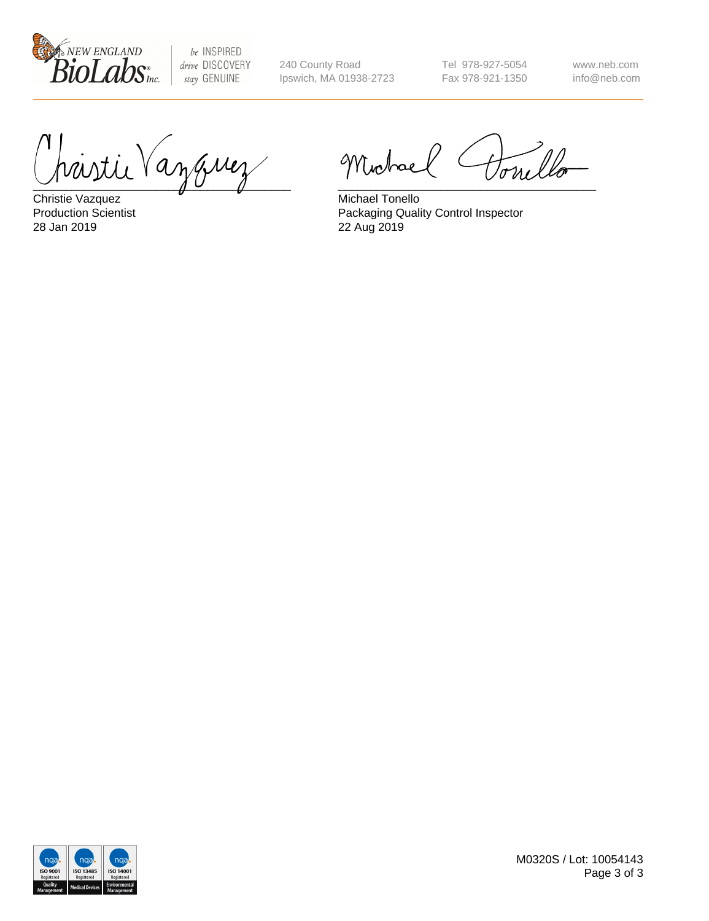Christie Vazquez
Production Scientist
28 Jan 2019

Michael Tonello
Packaging Quality Control Inspector
22 Aug 2019